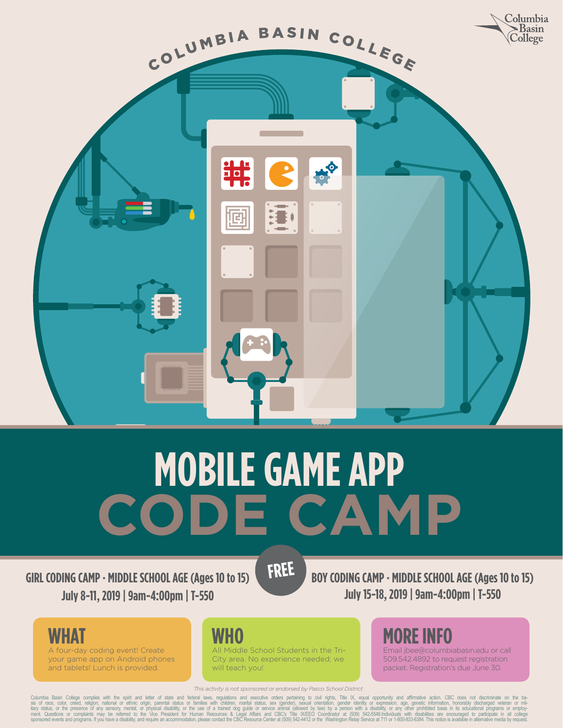COLUMBIA BASIN COLLEGE

Columbia Basin College

# MOBILE GAME APP CODE CAMP

**FREE**

**GIRL CODING CAMP · MIDDLE SCHOOL AGE (Ages 10 to 15)**
**July 8-11, 2019 | 9am-4:00pm | T-550**

**BOY CODING CAMP · MIDDLE SCHOOL AGE (Ages 10 to 15)**
**July 15-18, 2019 | 9am-4:00pm | T-550**

## WHAT

A four-day coding event! Create your game app on Android phones and tablets! Lunch is provided.

## WHO

All Middle School Students in the Tri-City area. No experience needed; we will teach you!

## MORE INFO

Email jbee@columbiabasin.edu or call 509.542.4892 to request registration packet. Registration's due June 30.

*This activity is not sponsored or endorsed by Pasco School District.*

Columbia Basin College complies with the spirit and letter of state and federal laws, regulations and executive orders pertaining to civil rights, Title IX, equal opportunity and affirmative action. CBC does not discriminate on the basis of race, color, creed, religion, national or ethnic origin, parental status or families with children, marital status, sex (gender), sexual orientation, gender identity or expression, age, genetic information, honorably discharged veteran or military status, or the presence of any sensory, mental, or physical disability, or the use of a trained dog guide or service animal (allowed by law) by a person with a disability, or any other prohibited basis in its educational programs or employment. Questions or complaints may be referred to the Vice President for Human Resources & Legal Affairs and CBC's Title IX/EEO Coordinator at (509) 542-5548.Individuals with disabilities are encouraged to participate in all college sponsored events and programs. If you have a disability, and require an accommodation, please contact the CBC Resource Center at (509) 542-4412 or the Washington Relay Service at 711 or 1-800-833-6384. This notice is available in alternative media by request.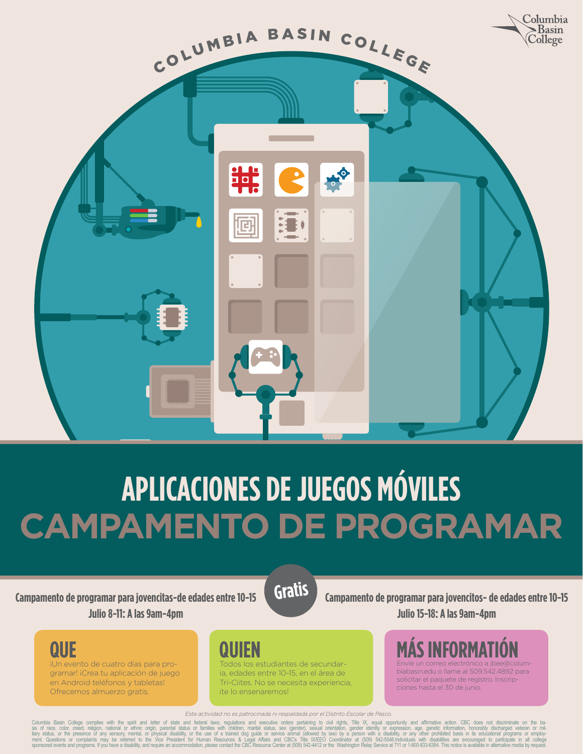COLUMBIA BASIN COLLEGE

Columbia Basin College

# APLICACIONES DE JUEGOS MÓVILES
# CAMPAMENTO DE PROGRAMAR

**Gratis**

**Campamento de programar para jovencitas-de edades entre 10-15**
**Julio 8-11: A las 9am-4pm**

**Campamento de programar para jovencitos- de edades entre 10-15**
**Julio 15-18: A las 9am-4pm**

## QUE

¡Un evento de cuatro días para programar! ¡Crea tu aplicación de juego en Android teléfonos y tabletas! Ofrecemos almuerzo gratis.

## QUIEN

Todos los estudiantes de secundaria, edades entre 10-15, en el área de Tri-Ciites. No se necesita experiencia, ¡te lo ensenaremos!

## MÁS INFORMATIÓN

Envíe un correo electrónico a jbee@columbiabasin.edu o llame al 509.542.4892 para solicitar el paquete de registro. Inscripciones hasta el 30 de junio.

*Esta actividad no es patrocinada ni respaldada por el Distrito Escolar de Pasco.*

Columbia Basin College complies with the spirit and letter of state and federal laws, regulations and executive orders pertaining to civil rights, Title IX, equal opportunity and affirmative action. CBC does not discriminate on the basis of race, color, creed, religion, national or ethnic origin, parental status or families with children, marital status, sex (gender), sexual orientation, gender identity or expression, age, genetic information, honorably discharged veteran or military status, or the presence of any sensory, mental, or physical disability, or the use of a trained dog guide or service animal (allowed by law) by a person with a disability, or any other prohibited basis in its educational programs or employment. Questions or complaints may be referred to the Vice President for Human Resources & Legal Affairs and CBC's Title IX/EEO Coordinator at (509) 542-5548.Individuals with disabilities are encouraged to participate in all college sponsored events and programs. If you have a disability, and require an accommodation, please contact the CBC Resource Center at (509) 542-4412 or the Washington Relay Service at 711 or 1-800-833-6384. This notice is available in alternative media by request.